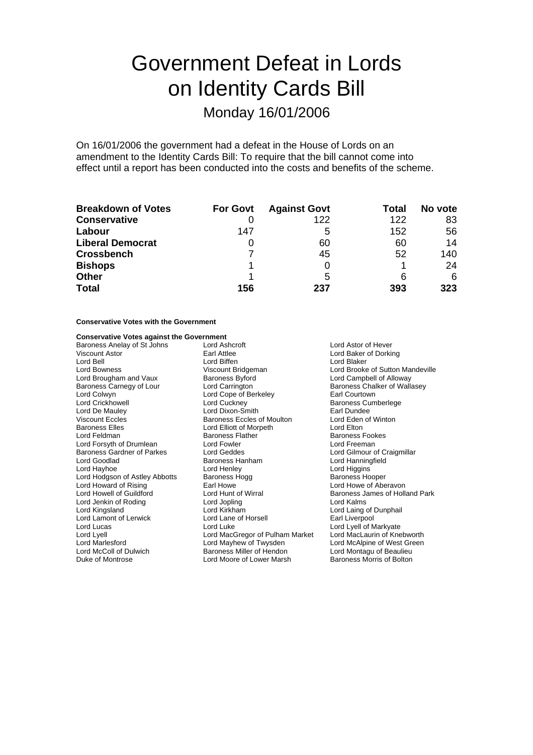# Government Defeat in Lords on Identity Cards Bill

## Monday 16/01/2006

On 16/01/2006 the government had a defeat in the House of Lords on an amendment to the Identity Cards Bill: To require that the bill cannot come into effect until a report has been conducted into the costs and benefits of the scheme.

| Breakdown of Votes | For Govt | Against Govt | Total | No vote |
|---|---|---|---|---|
| **Conservative** | 0 | 122 | 122 | 83 |
| **Labour** | 147 | 5 | 152 | 56 |
| **Liberal Democrat** | 0 | 60 | 60 | 14 |
| **Crossbench** | 7 | 45 | 52 | 140 |
| **Bishops** | 1 | 0 | 1 | 24 |
| **Other** | 1 | 5 | 6 | 6 |
| **Total** | **156** | **237** | **393** | **323** |

**Conservative Votes with the Government**

**Conservative Votes against the Government**

Baroness Anelay of St Johns
Lord Ashcroft
Lord Astor of Hever
Viscount Astor
Earl Attlee
Lord Baker of Dorking
Lord Bell
Lord Biffen
Lord Blaker
Lord Bowness
Viscount Bridgeman
Lord Brooke of Sutton Mandeville
Lord Brougham and Vaux
Baroness Byford
Lord Campbell of Alloway
Baroness Carnegy of Lour
Lord Carrington
Baroness Chalker of Wallasey
Lord Colwyn
Lord Cope of Berkeley
Earl Courtown
Lord Crickhowell
Lord Cuckney
Baroness Cumberlege
Lord De Mauley
Lord Dixon-Smith
Earl Dundee
Viscount Eccles
Baroness Eccles of Moulton
Lord Eden of Winton
Baroness Elles
Lord Elliott of Morpeth
Lord Elton
Lord Feldman
Baroness Flather
Baroness Fookes
Lord Forsyth of Drumlean
Lord Fowler
Lord Freeman
Baroness Gardner of Parkes
Lord Geddes
Lord Gilmour of Craigmillar
Lord Goodlad
Baroness Hanham
Lord Hanningfield
Lord Hayhoe
Lord Henley
Lord Higgins
Lord Hodgson of Astley Abbotts
Baroness Hogg
Baroness Hooper
Lord Howard of Rising
Earl Howe
Lord Howe of Aberavon
Lord Howell of Guildford
Lord Hunt of Wirral
Baroness James of Holland Park
Lord Jenkin of Roding
Lord Jopling
Lord Kalms
Lord Kingsland
Lord Kirkham
Lord Laing of Dunphail
Lord Lamont of Lerwick
Lord Lane of Horsell
Earl Liverpool
Lord Lucas
Lord Luke
Lord Lyell of Markyate
Lord Lyell
Lord MacGregor of Pulham Market
Lord MacLaurin of Knebworth
Lord Marlesford
Lord Mayhew of Twysden
Lord McAlpine of West Green
Lord McColl of Dulwich
Baroness Miller of Hendon
Lord Montagu of Beaulieu
Duke of Montrose
Lord Moore of Lower Marsh
Baroness Morris of Bolton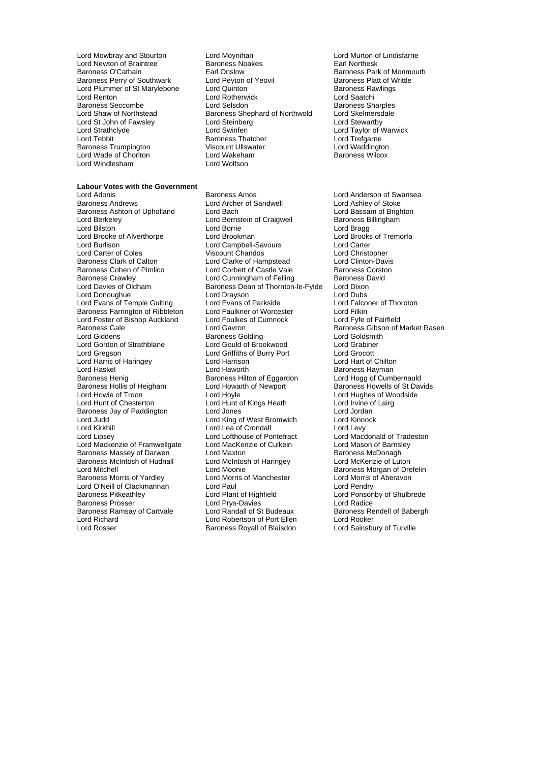Lord Mowbray and Stourton
Lord Moynihan
Lord Murton of Lindisfarne
Lord Newton of Braintree
Baroness Noakes
Earl Northesk
Baroness O'Cathain
Earl Onslow
Baroness Park of Monmouth
Baroness Perry of Southwark
Lord Peyton of Yeovil
Baroness Platt of Writtle
Lord Plummer of St Marylebone
Lord Quinton
Baroness Rawlings
Lord Renton
Lord Rotherwick
Lord Saatchi
Baroness Seccombe
Lord Selsdon
Baroness Sharples
Lord Shaw of Northstead
Baroness Shephard of Northwold
Lord Skelmersdale
Lord St John of Fawsley
Lord Steinberg
Lord Stewartby
Lord Strathclyde
Lord Swinfen
Lord Taylor of Warwick
Lord Tebbit
Baroness Thatcher
Lord Trefgarne
Baroness Trumpington
Viscount Ullswater
Lord Waddington
Lord Wade of Chorlton
Lord Wakeham
Baroness Wilcox
Lord Windlesham
Lord Wolfson

**Labour Votes with the Government**

Lord Adonis
Baroness Amos
Lord Anderson of Swansea
Baroness Andrews
Lord Archer of Sandwell
Lord Ashley of Stoke
Baroness Ashton of Upholland
Lord Bach
Lord Bassam of Brighton
Lord Berkeley
Lord Bernstein of Craigweil
Baroness Billingham
Lord Bilston
Lord Borrie
Lord Bragg
Lord Brooke of Alverthorpe
Lord Brookman
Lord Brooks of Tremorfa
Lord Burlison
Lord Campbell-Savours
Lord Carter
Lord Carter of Coles
Viscount Chandos
Lord Christopher
Baroness Clark of Calton
Lord Clarke of Hampstead
Lord Clinton-Davis
Baroness Cohen of Pimlico
Lord Corbett of Castle Vale
Baroness Corston
Baroness Crawley
Lord Cunningham of Felling
Baroness David
Lord Davies of Oldham
Baroness Dean of Thornton-le-Fylde
Lord Dixon
Lord Donoughue
Lord Drayson
Lord Dubs
Lord Evans of Temple Guiting
Lord Evans of Parkside
Lord Falconer of Thoroton
Baroness Farrington of Ribbleton
Lord Faulkner of Worcester
Lord Filkin
Lord Foster of Bishop Auckland
Lord Foulkes of Cumnock
Lord Fyfe of Fairfield
Baroness Gale
Lord Gavron
Baroness Gibson of Market Rasen
Lord Giddens
Baroness Golding
Lord Goldsmith
Lord Gordon of Strathblane
Lord Gould of Brookwood
Lord Grabiner
Lord Gregson
Lord Griffiths of Burry Port
Lord Grocott
Lord Harris of Haringey
Lord Harrison
Lord Hart of Chilton
Lord Haskel
Lord Haworth
Baroness Hayman
Baroness Henig
Baroness Hilton of Eggardon
Lord Hogg of Cumbernauld
Baroness Hollis of Heigham
Lord Howarth of Newport
Baroness Howells of St Davids
Lord Howie of Troon
Lord Hoyle
Lord Hughes of Woodside
Lord Hunt of Chesterton
Lord Hunt of Kings Heath
Lord Irvine of Lairg
Baroness Jay of Paddington
Lord Jones
Lord Jordan
Lord Judd
Lord King of West Bromwich
Lord Kinnock
Lord Kirkhill
Lord Lea of Crondall
Lord Levy
Lord Lipsey
Lord Lofthouse of Pontefract
Lord Macdonald of Tradeston
Lord Mackenzie of Framwellgate
Lord MacKenzie of Culkein
Lord Mason of Barnsley
Baroness Massey of Darwen
Lord Maxton
Baroness McDonagh
Baroness McIntosh of Hudnall
Lord McIntosh of Haringey
Lord McKenzie of Luton
Lord Mitchell
Lord Moonie
Baroness Morgan of Drefelin
Baroness Morris of Yardley
Lord Morris of Manchester
Lord Morris of Aberavon
Lord O'Neill of Clackmannan
Lord Paul
Lord Pendry
Baroness Pitkeathley
Lord Plant of Highfield
Lord Ponsonby of Shulbrede
Baroness Prosser
Lord Prys-Davies
Lord Radice
Baroness Ramsay of Cartvale
Lord Randall of St Budeaux
Baroness Rendell of Babergh
Lord Richard
Lord Robertson of Port Ellen
Lord Rooker
Lord Rosser
Baroness Royall of Blaisdon
Lord Sainsbury of Turville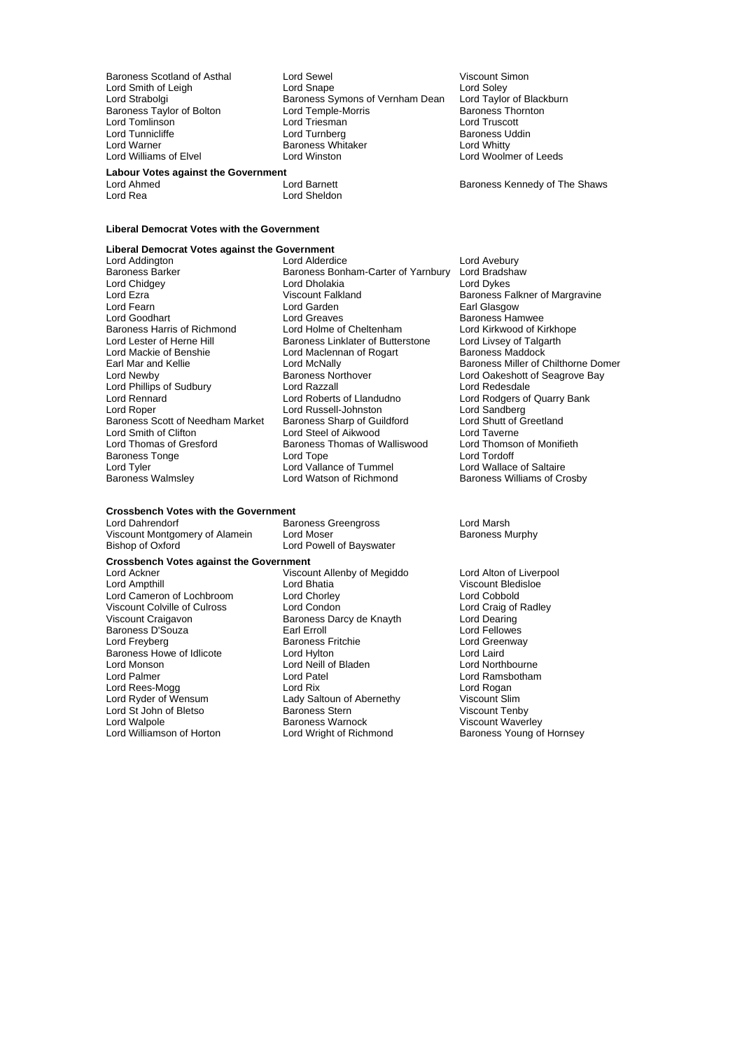Baroness Scotland of Asthal
Lord Sewel
Viscount Simon
Lord Smith of Leigh
Lord Snape
Lord Soley
Lord Strabolgi
Baroness Symons of Vernham Dean
Lord Taylor of Blackburn
Baroness Taylor of Bolton
Lord Temple-Morris
Baroness Thornton
Lord Tomlinson
Lord Triesman
Lord Truscott
Lord Tunnicliffe
Lord Turnberg
Baroness Uddin
Lord Warner
Baroness Whitaker
Lord Whitty
Lord Williams of Elvel
Lord Winston
Lord Woolmer of Leeds

**Labour Votes against the Government**

Lord Ahmed
Lord Barnett
Baroness Kennedy of The Shaws
Lord Rea
Lord Sheldon

**Liberal Democrat Votes with the Government**

**Liberal Democrat Votes against the Government**

Lord Addington
Lord Alderdice
Lord Avebury
Baroness Barker
Baroness Bonham-Carter of Yarnbury
Lord Bradshaw
Lord Chidgey
Lord Dholakia
Lord Dykes
Lord Ezra
Viscount Falkland
Baroness Falkner of Margravine
Lord Fearn
Lord Garden
Earl Glasgow
Lord Goodhart
Lord Greaves
Baroness Hamwee
Baroness Harris of Richmond
Lord Holme of Cheltenham
Lord Kirkwood of Kirkhope
Lord Lester of Herne Hill
Baroness Linklater of Butterstone
Lord Livsey of Talgarth
Lord Mackie of Benshie
Lord Maclennan of Rogart
Baroness Maddock
Earl Mar and Kellie
Lord McNally
Baroness Miller of Chilthorne Domer
Lord Newby
Baroness Northover
Lord Oakeshott of Seagrove Bay
Lord Phillips of Sudbury
Lord Razzall
Lord Redesdale
Lord Rennard
Lord Roberts of Llandudno
Lord Rodgers of Quarry Bank
Lord Roper
Lord Russell-Johnston
Lord Sandberg
Baroness Scott of Needham Market
Baroness Sharp of Guildford
Lord Shutt of Greetland
Lord Smith of Clifton
Lord Steel of Aikwood
Lord Taverne
Lord Thomas of Gresford
Baroness Thomas of Walliswood
Lord Thomson of Monifieth
Baroness Tonge
Lord Tope
Lord Tordoff
Lord Tyler
Lord Vallance of Tummel
Lord Wallace of Saltaire
Baroness Walmsley
Lord Watson of Richmond
Baroness Williams of Crosby

**Crossbench Votes with the Government**

Lord Dahrendorf
Baroness Greengross
Lord Marsh
Viscount Montgomery of Alamein
Lord Moser
Baroness Murphy
Bishop of Oxford
Lord Powell of Bayswater

**Crossbench Votes against the Government**

Lord Ackner
Viscount Allenby of Megiddo
Lord Alton of Liverpool
Lord Ampthill
Lord Bhatia
Viscount Bledisloe
Lord Cameron of Lochbroom
Lord Chorley
Lord Cobbold
Viscount Colville of Culross
Lord Condon
Lord Craig of Radley
Viscount Craigavon
Baroness Darcy de Knayth
Lord Dearing
Baroness D'Souza
Earl Erroll
Lord Fellowes
Lord Freyberg
Baroness Fritchie
Lord Greenway
Baroness Howe of Idlicote
Lord Hylton
Lord Laird
Lord Monson
Lord Neill of Bladen
Lord Northbourne
Lord Palmer
Lord Patel
Lord Ramsbotham
Lord Rees-Mogg
Lord Rix
Lord Rogan
Lord Ryder of Wensum
Lady Saltoun of Abernethy
Viscount Slim
Lord St John of Bletso
Baroness Stern
Viscount Tenby
Lord Walpole
Baroness Warnock
Viscount Waverley
Lord Williamson of Horton
Lord Wright of Richmond
Baroness Young of Hornsey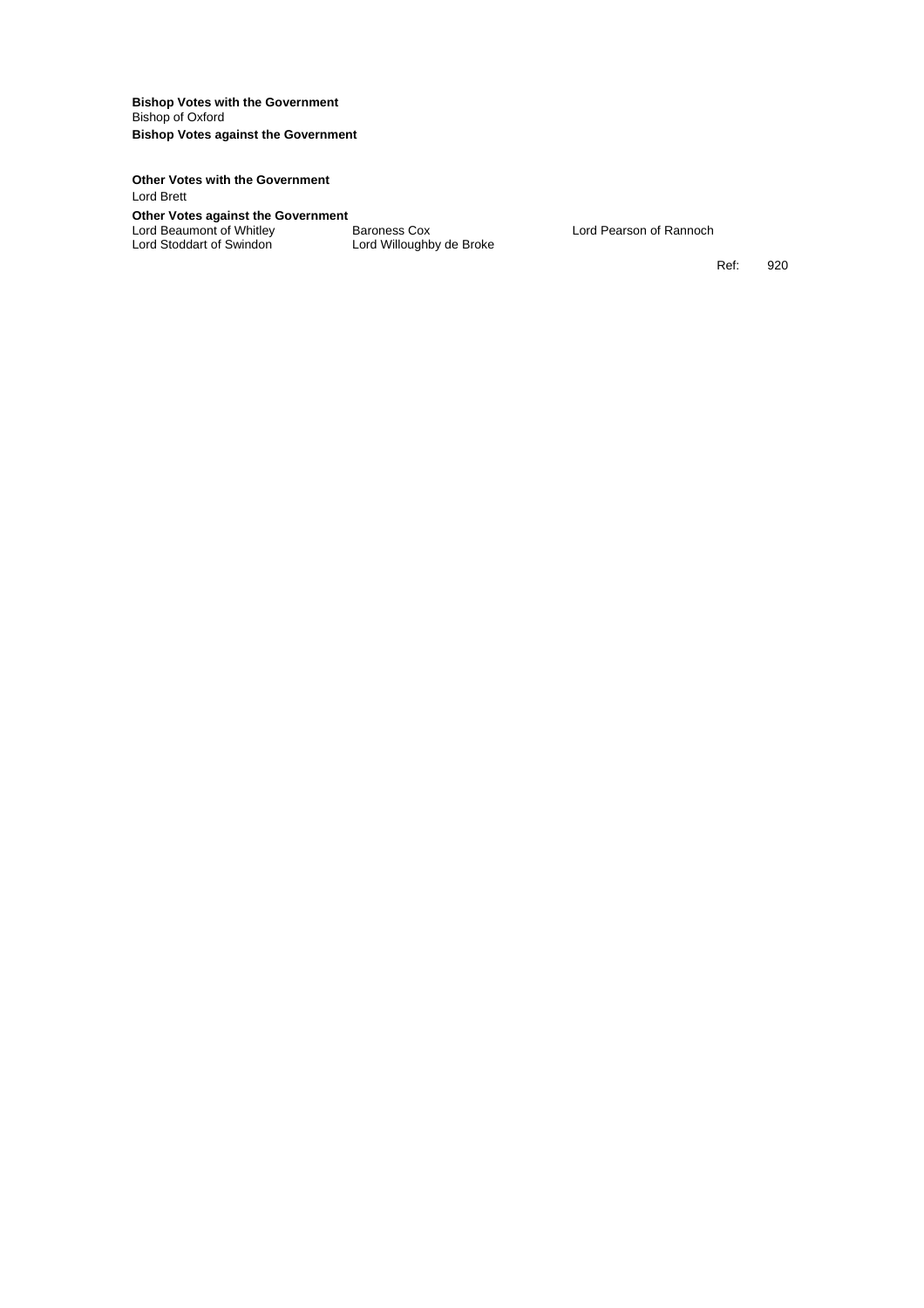**Bishop Votes with the Government**

Bishop of Oxford

**Bishop Votes against the Government**

**Other Votes with the Government**

Lord Brett

**Other Votes against the Government**

| | | |
|---|---|---|
| Lord Beaumont of Whitley | Baroness Cox | Lord Pearson of Rannoch |
| Lord Stoddart of Swindon | Lord Willoughby de Broke | |

Ref: 920